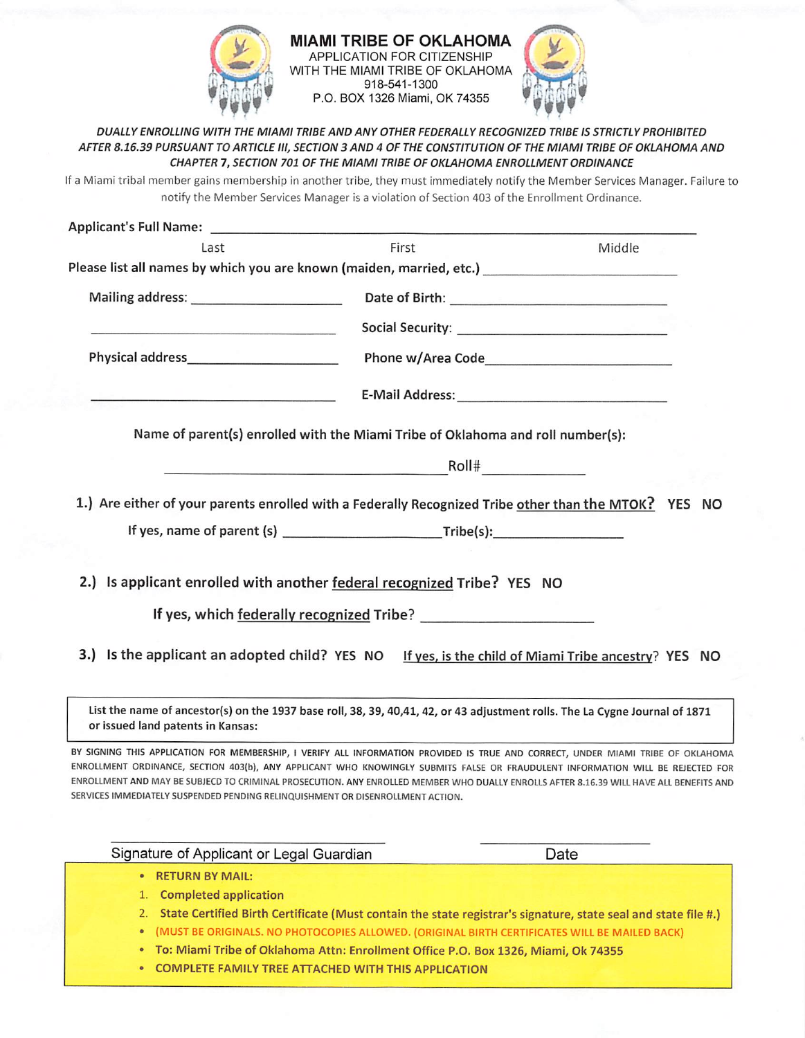# MIAMI TRIBE OF OKLAHOMA

APPLICATION FOR CITIZENSHIP
WITH THE MIAMI TRIBE OF OKLAHOMA
918-541-1300
P.O. BOX 1326 Miami, OK 74355

***DUALLY ENROLLING WITH THE MIAMI TRIBE AND ANY OTHER FEDERALLY RECOGNIZED TRIBE IS STRICTLY PROHIBITED AFTER 8.16.39 PURSUANT TO ARTICLE III, SECTION 3 AND 4 OF THE CONSTITUTION OF THE MIAMI TRIBE OF OKLAHOMA AND CHAPTER 7, SECTION 701 OF THE MIAMI TRIBE OF OKLAHOMA ENROLLMENT ORDINANCE***

If a Miami tribal member gains membership in another tribe, they must immediately notify the Member Services Manager. Failure to notify the Member Services Manager is a violation of Section 403 of the Enrollment Ordinance.

**Applicant's Full Name:** ______________________________________________

Last First Middle

**Please list all names by which you are known (maiden, married, etc.)** ____________________

**Mailing address:** ____________________ **Date of Birth:** ____________________

____________________ **Social Security:** ____________________

**Physical address** ____________________ **Phone w/Area Code** ____________________

____________________ **E-Mail Address:** ____________________

**Name of parent(s) enrolled with the Miami Tribe of Oklahoma and roll number(s):**

____________________ Roll# ____________

**1.) Are either of your parents enrolled with a Federally Recognized Tribe <u>other than the MTOK?</u> YES NO**

**If yes, name of parent (s)** ____________________ **Tribe(s):** ____________________

**2.) Is applicant enrolled with another <u>federal recognized</u> Tribe? YES NO**

**If yes, which <u>federally recognized</u> Tribe?** ____________________

**3.) Is the applicant an adopted child? YES NO <u>If yes, is the child of Miami Tribe ancestry</u>? YES NO**

**List the name of ancestor(s) on the 1937 base roll, 38, 39, 40,41, 42, or 43 adjustment rolls. The La Cygne Journal of 1871 or issued land patents in Kansas:**

**BY SIGNING THIS APPLICATION FOR MEMBERSHIP, I VERIFY ALL INFORMATION PROVIDED IS TRUE AND CORRECT, UNDER MIAMI TRIBE OF OKLAHOMA ENROLLMENT ORDINANCE, SECTION 403(b), ANY APPLICANT WHO KNOWINGLY SUBMITS FALSE OR FRAUDULENT INFORMATION WILL BE REJECTED FOR ENROLLMENT AND MAY BE SUBJECD TO CRIMINAL PROSECUTION. ANY ENROLLED MEMBER WHO DUALLY ENROLLS AFTER 8.16.39 WILL HAVE ALL BENEFITS AND SERVICES IMMEDIATELY SUSPENDED PENDING RELINQUISHMENT OR DISENROLLMENT ACTION.**

______________________________ ____________________

Signature of Applicant or Legal Guardian Date

- **RETURN BY MAIL:**
1. **Completed application**
2. **State Certified Birth Certificate (Must contain the state registrar's signature, state seal and state file #.)**
- **(MUST BE ORIGINALS. NO PHOTOCOPIES ALLOWED. (ORIGINAL BIRTH CERTIFICATES WILL BE MAILED BACK)**
- **To: Miami Tribe of Oklahoma Attn: Enrollment Office P.O. Box 1326, Miami, Ok 74355**
- **COMPLETE FAMILY TREE ATTACHED WITH THIS APPLICATION**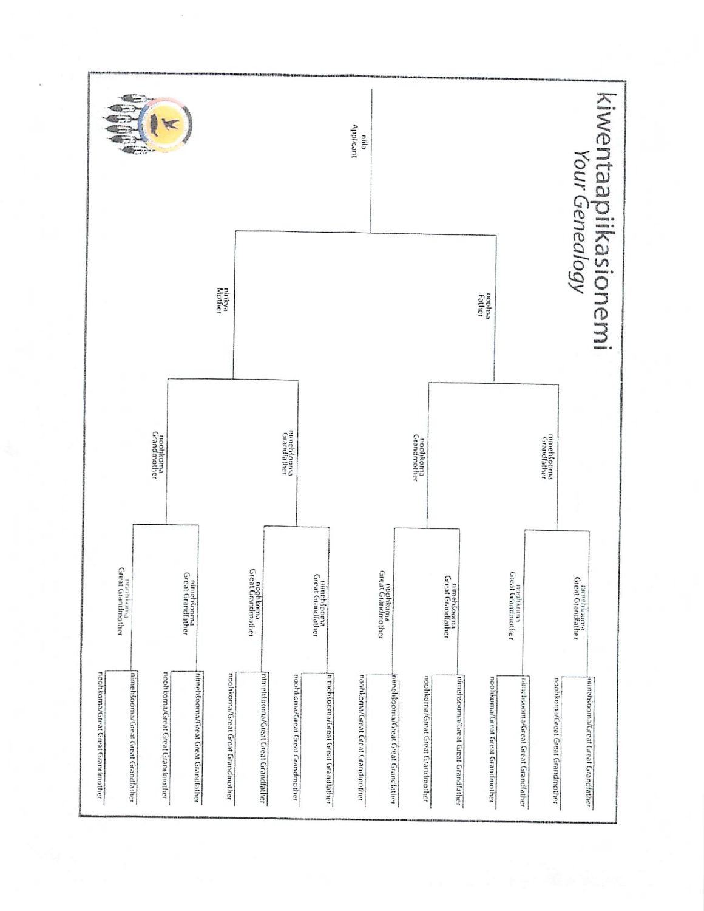# kiwentaapiikasionemi
## *Your Genealogy*

- niila / Applicant
  - noohsa / Father
    - nimehšooma / Grandfather
      - nimehšooma / Great Grandfather
        - nimehšooma/Great Great Grandfather
        - noohkoma/Great Great Grandmother
      - noohkoma / Great Grandmother
        - nimehšooma/Great Great Grandfather
        - noohkoma/Great Great Grandmother
    - noohkoma / Grandmother
      - nimehšooma / Great Grandfather
        - nimehšooma/Great Great Grandfather
        - noohkoma/Great Great Grandmother
      - noohkoma / Great Grandmother
        - nimehšooma/Great Great Grandfather
        - noohkoma/Great Great Grandmother
  - niinkya / Mother
    - nimehšooma / Grandfather
      - nimehšooma / Great Grandfather
        - nimehšooma/Great Great Grandfather
        - noohkoma/Great Great Grandmother
      - noohkoma / Great Grandmother
        - nimehšooma/Great Great Grandfather
        - noohkoma/Great Great Grandmother
    - noohkoma / Grandmother
      - nimehšooma / Great Grandfather
        - nimehšooma/Great Great Grandfather
        - noohkoma/Great Great Grandmother
      - noohkoma / Great Grandmother
        - nimehšooma/Great Great Grandfather
        - noohkoma/Great Great Grandmother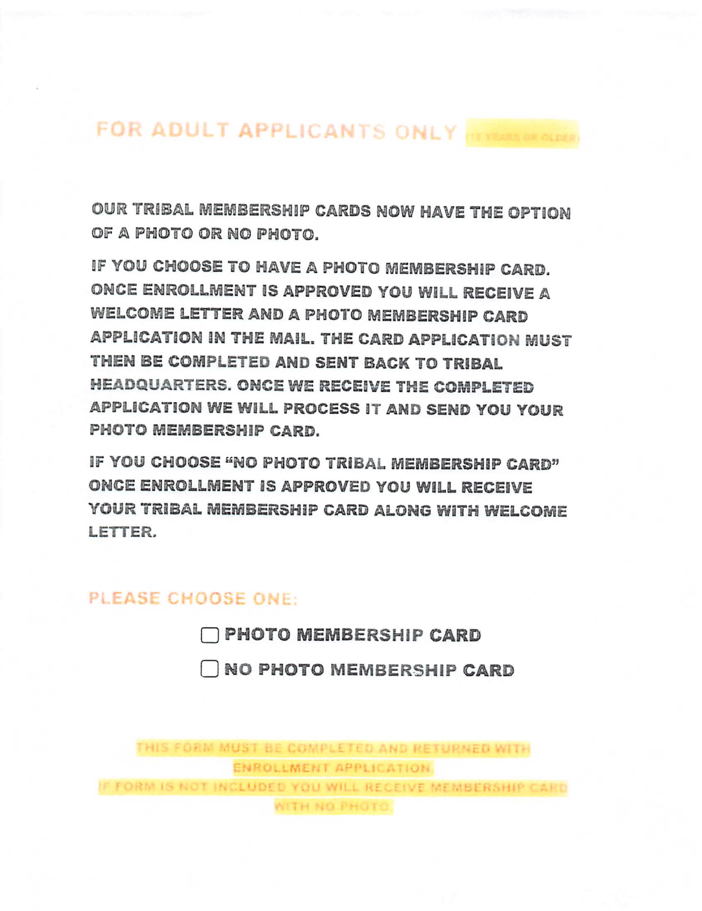# FOR ADULT APPLICANTS ONLY (18 YEARS OR OLDER)

OUR TRIBAL MEMBERSHIP CARDS NOW HAVE THE OPTION OF A PHOTO OR NO PHOTO.

IF YOU CHOOSE TO HAVE A PHOTO MEMBERSHIP CARD. ONCE ENROLLMENT IS APPROVED YOU WILL RECEIVE A WELCOME LETTER AND A PHOTO MEMBERSHIP CARD APPLICATION IN THE MAIL. THE CARD APPLICATION MUST THEN BE COMPLETED AND SENT BACK TO TRIBAL HEADQUARTERS. ONCE WE RECEIVE THE COMPLETED APPLICATION WE WILL PROCESS IT AND SEND YOU YOUR PHOTO MEMBERSHIP CARD.

IF YOU CHOOSE "NO PHOTO TRIBAL MEMBERSHIP CARD" ONCE ENROLLMENT IS APPROVED YOU WILL RECEIVE YOUR TRIBAL MEMBERSHIP CARD ALONG WITH WELCOME LETTER.

## PLEASE CHOOSE ONE:

- ☐ PHOTO MEMBERSHIP CARD
- ☐ NO PHOTO MEMBERSHIP CARD

**THIS FORM MUST BE COMPLETED AND RETURNED WITH ENROLLMENT APPLICATION.**
**IF FORM IS NOT INCLUDED YOU WILL RECEIVE MEMBERSHIP CARD WITH NO PHOTO.**